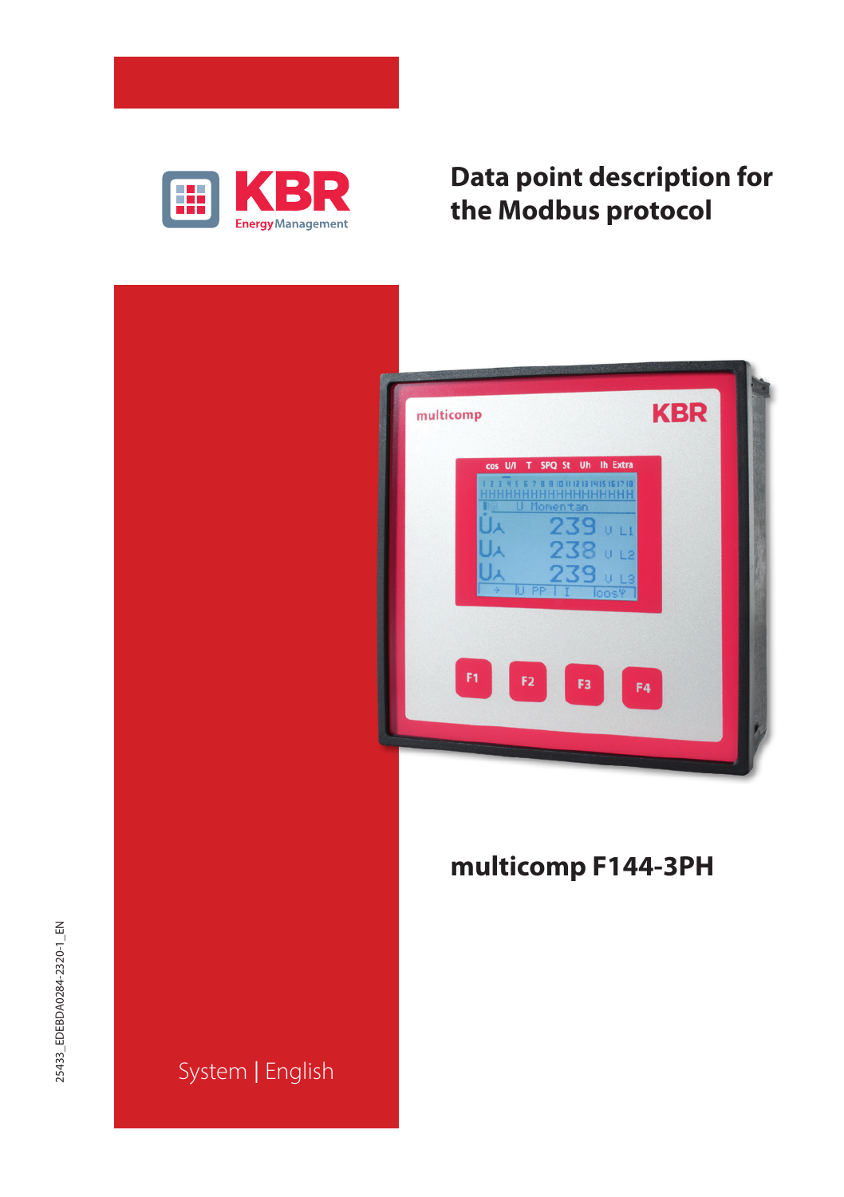KBR Energy Management

# Data point description for the Modbus protocol

## multicomp F144-3PH

System | English

25433_EDEBDA0284-2320-1_EN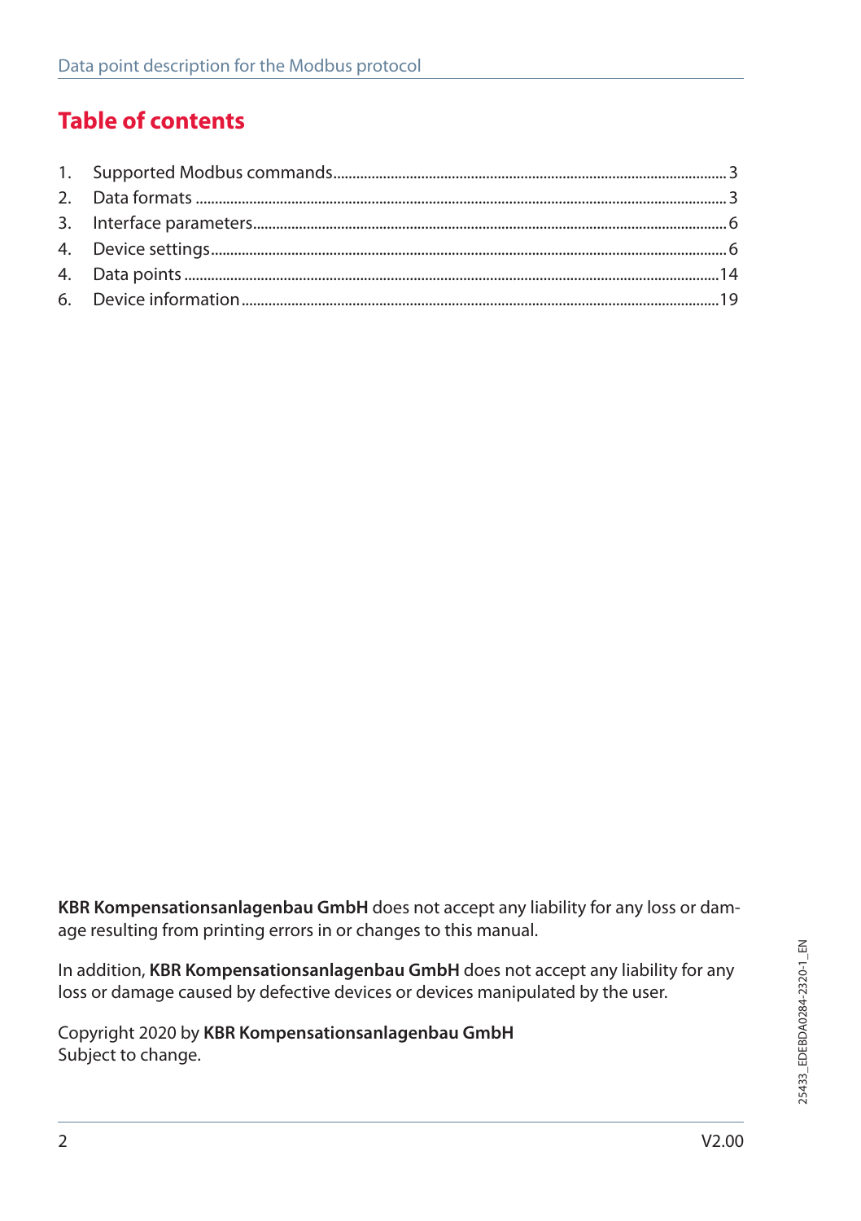# Table of contents

1. Supported Modbus commands .................... 3
2. Data formats .................... 3
3. Interface parameters .................... 6
4. Device settings .................... 6
4. Data points .................... 14
6. Device information .................... 19

**KBR Kompensationsanlagenbau GmbH** does not accept any liability for any loss or damage resulting from printing errors in or changes to this manual.

In addition, **KBR Kompensationsanlagenbau GmbH** does not accept any liability for any loss or damage caused by defective devices or devices manipulated by the user.

Copyright 2020 by **KBR Kompensationsanlagenbau GmbH**
Subject to change.

25433_EDEBDA0284-2320-1_EN

V2.00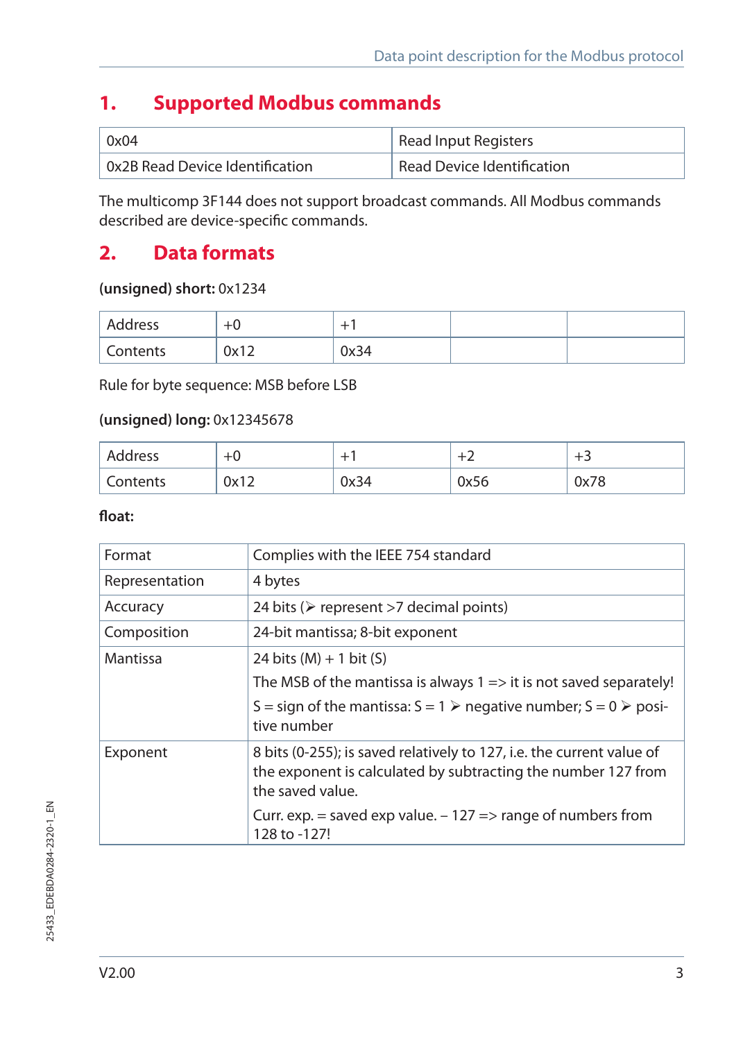## 1. Supported Modbus commands

| | |
|---|---|
| 0x04 | Read Input Registers |
| 0x2B Read Device Identification | Read Device Identification |

The multicomp 3F144 does not support broadcast commands. All Modbus commands described are device-specific commands.

## 2. Data formats

**(unsigned) short:** 0x1234

| Address | +0 | +1 | | |
|---|---|---|---|---|
| Contents | 0x12 | 0x34 | | |

Rule for byte sequence: MSB before LSB

**(unsigned) long:** 0x12345678

| Address | +0 | +1 | +2 | +3 |
|---|---|---|---|---|
| Contents | 0x12 | 0x34 | 0x56 | 0x78 |

**float:**

| | |
|---|---|
| Format | Complies with the IEEE 754 standard |
| Representation | 4 bytes |
| Accuracy | 24 bits (➢ represent >7 decimal points) |
| Composition | 24-bit mantissa; 8-bit exponent |
| Mantissa | 24 bits (M) + 1 bit (S)<br>The MSB of the mantissa is always 1 => it is not saved separately!<br>S = sign of the mantissa: S = 1 ➢ negative number; S = 0 ➢ positive number |
| Exponent | 8 bits (0-255); is saved relatively to 127, i.e. the current value of the exponent is calculated by subtracting the number 127 from the saved value.<br>Curr. exp. = saved exp value. – 127 => range of numbers from 128 to -127! |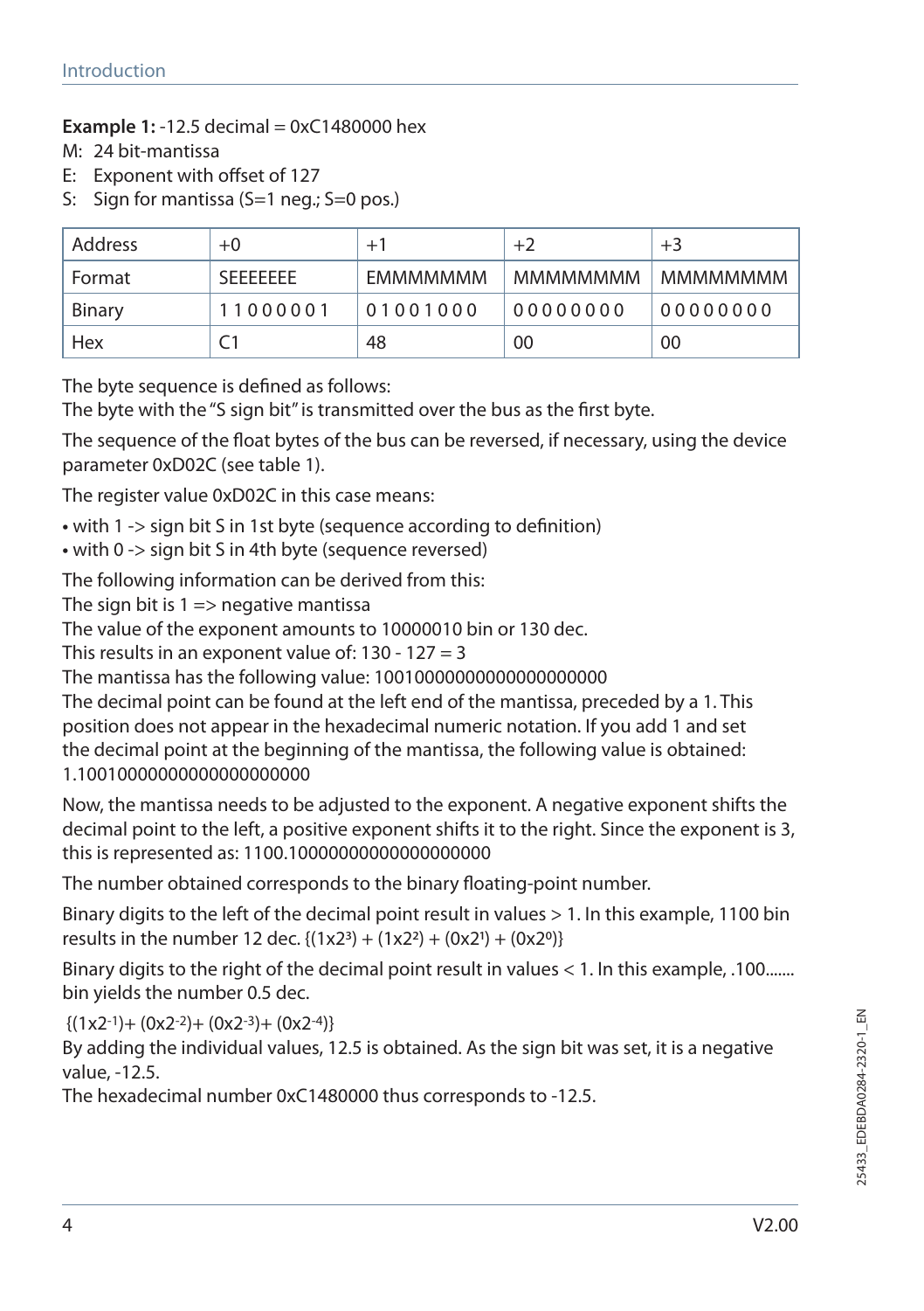**Example 1:** -12.5 decimal = 0xC1480000 hex

M: 24 bit-mantissa
E: Exponent with offset of 127
S: Sign for mantissa (S=1 neg.; S=0 pos.)

| Address | +0 | +1 | +2 | +3 |
|---|---|---|---|---|
| Format | SEEEEEEE | EMMMMMMM | MMMMMMMM | MMMMMMMM |
| Binary | 11000001 | 01001000 | 00000000 | 00000000 |
| Hex | C1 | 48 | 00 | 00 |

The byte sequence is defined as follows:
The byte with the "S sign bit" is transmitted over the bus as the first byte.

The sequence of the float bytes of the bus can be reversed, if necessary, using the device parameter 0xD02C (see table 1).

The register value 0xD02C in this case means:

- with 1 -> sign bit S in 1st byte (sequence according to definition)
- with 0 -> sign bit S in 4th byte (sequence reversed)

The following information can be derived from this:
The sign bit is 1 => negative mantissa
The value of the exponent amounts to 10000010 bin or 130 dec.
This results in an exponent value of: 130 - 127 = 3
The mantissa has the following value: 10010000000000000000000
The decimal point can be found at the left end of the mantissa, preceded by a 1. This position does not appear in the hexadecimal numeric notation. If you add 1 and set the decimal point at the beginning of the mantissa, the following value is obtained: 1.10010000000000000000000

Now, the mantissa needs to be adjusted to the exponent. A negative exponent shifts the decimal point to the left, a positive exponent shifts it to the right. Since the exponent is 3, this is represented as: 1100.10000000000000000000

The number obtained corresponds to the binary floating-point number.

Binary digits to the left of the decimal point result in values > 1. In this example, 1100 bin results in the number 12 dec. $\{(1x2^3) + (1x2^2) + (0x2^1) + (0x2^0)\}$

Binary digits to the right of the decimal point result in values < 1. In this example, .100....... bin yields the number 0.5 dec.

$\{(1x2^{-1})+ (0x2^{-2})+ (0x2^{-3})+ (0x2^{-4})\}$
By adding the individual values, 12.5 is obtained. As the sign bit was set, it is a negative value, -12.5.
The hexadecimal number 0xC1480000 thus corresponds to -12.5.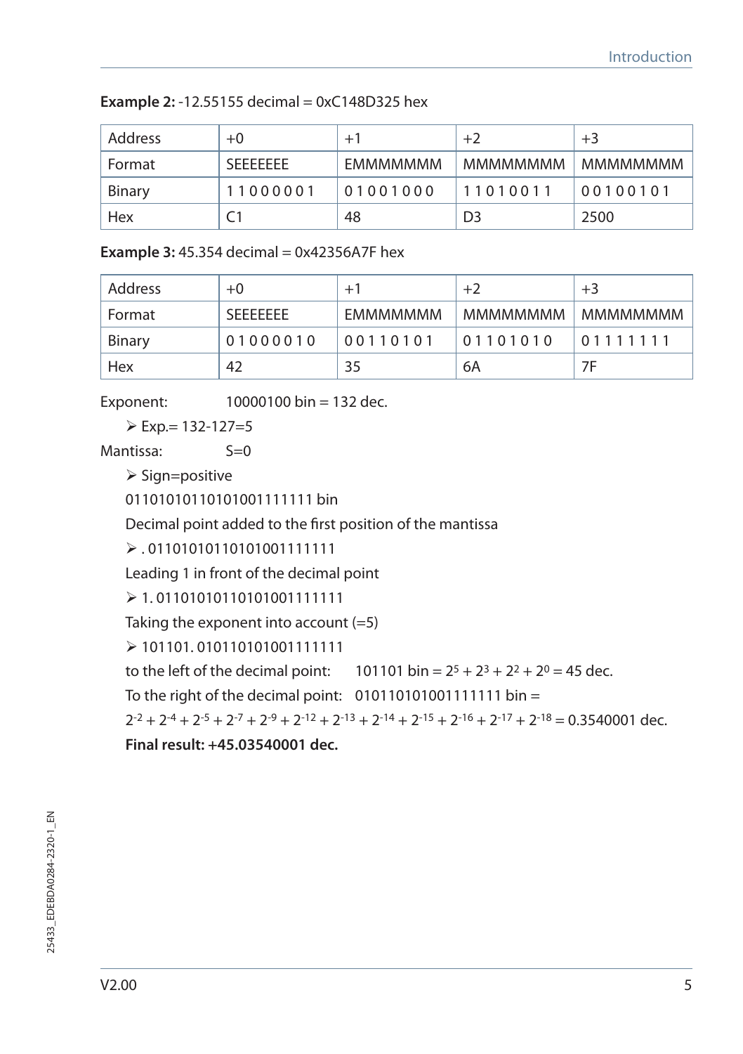**Example 2:** -12.55155 decimal = 0xC148D325 hex

| Address | +0 | +1 | +2 | +3 |
|---|---|---|---|---|
| Format | SEEEEEEE | EMMMMMMM | MMMMMMMM | MMMMMMMM |
| Binary | 11000001 | 01001000 | 11010011 | 00100101 |
| Hex | C1 | 48 | D3 | 2500 |

**Example 3:** 45.354 decimal = 0x42356A7F hex

| Address | +0 | +1 | +2 | +3 |
|---|---|---|---|---|
| Format | SEEEEEEE | EMMMMMMM | MMMMMMMM | MMMMMMMM |
| Binary | 01000010 | 00110101 | 01101010 | 01111111 |
| Hex | 42 | 35 | 6A | 7F |

Exponent: 10000100 bin = 132 dec.

- Exp.= 132-127=5

Mantissa: S=0

- Sign=positive

01101010110101001111111 bin

Decimal point added to the first position of the mantissa

- . 01101010110101001111111

Leading 1 in front of the decimal point

- 1. 01101010110101001111111

Taking the exponent into account (=5)

- 101101. 010110101001111111

to the left of the decimal point: 101101 bin = $2^5 + 2^3 + 2^2 + 2^0$ = 45 dec.

To the right of the decimal point: 010110101001111111 bin =

$2^{-2} + 2^{-4} + 2^{-5} + 2^{-7} + 2^{-9} + 2^{-12} + 2^{-13} + 2^{-14} + 2^{-15} + 2^{-16} + 2^{-17} + 2^{-18}$ = 0.3540001 dec.

**Final result: +45.03540001 dec.**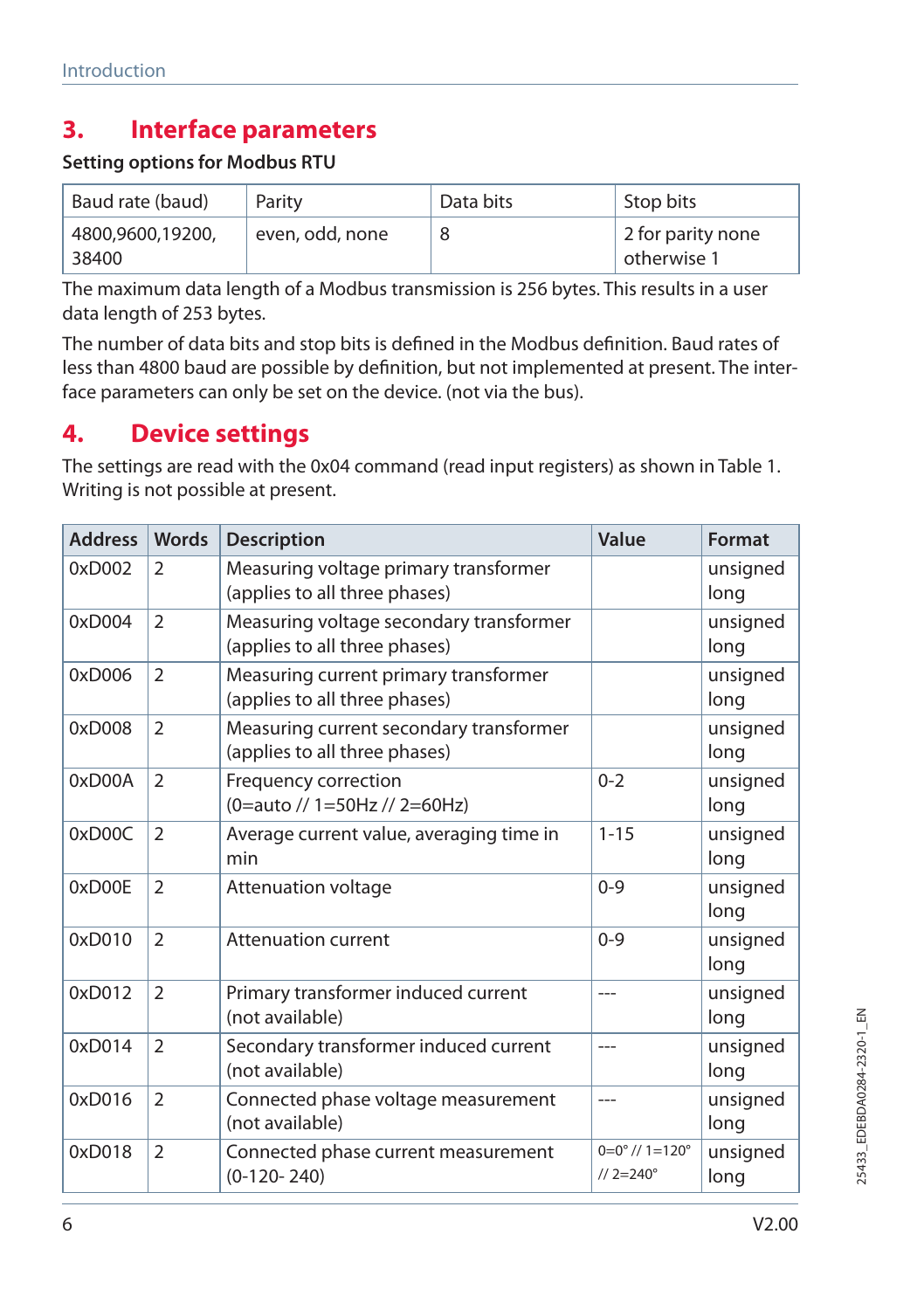## 3. Interface parameters

**Setting options for Modbus RTU**

| Baud rate (baud) | Parity | Data bits | Stop bits |
|---|---|---|---|
| 4800,9600,19200, 38400 | even, odd, none | 8 | 2 for parity none otherwise 1 |

The maximum data length of a Modbus transmission is 256 bytes. This results in a user data length of 253 bytes.

The number of data bits and stop bits is defined in the Modbus definition. Baud rates of less than 4800 baud are possible by definition, but not implemented at present. The interface parameters can only be set on the device. (not via the bus).

## 4. Device settings

The settings are read with the 0x04 command (read input registers) as shown in Table 1. Writing is not possible at present.

| Address | Words | Description | Value | Format |
|---|---|---|---|---|
| 0xD002 | 2 | Measuring voltage primary transformer (applies to all three phases) | | unsigned long |
| 0xD004 | 2 | Measuring voltage secondary transformer (applies to all three phases) | | unsigned long |
| 0xD006 | 2 | Measuring current primary transformer (applies to all three phases) | | unsigned long |
| 0xD008 | 2 | Measuring current secondary transformer (applies to all three phases) | | unsigned long |
| 0xD00A | 2 | Frequency correction (0=auto // 1=50Hz // 2=60Hz) | 0-2 | unsigned long |
| 0xD00C | 2 | Average current value, averaging time in min | 1-15 | unsigned long |
| 0xD00E | 2 | Attenuation voltage | 0-9 | unsigned long |
| 0xD010 | 2 | Attenuation current | 0-9 | unsigned long |
| 0xD012 | 2 | Primary transformer induced current (not available) | --- | unsigned long |
| 0xD014 | 2 | Secondary transformer induced current (not available) | --- | unsigned long |
| 0xD016 | 2 | Connected phase voltage measurement (not available) | --- | unsigned long |
| 0xD018 | 2 | Connected phase current measurement (0-120- 240) | 0=0° // 1=120° // 2=240° | unsigned long |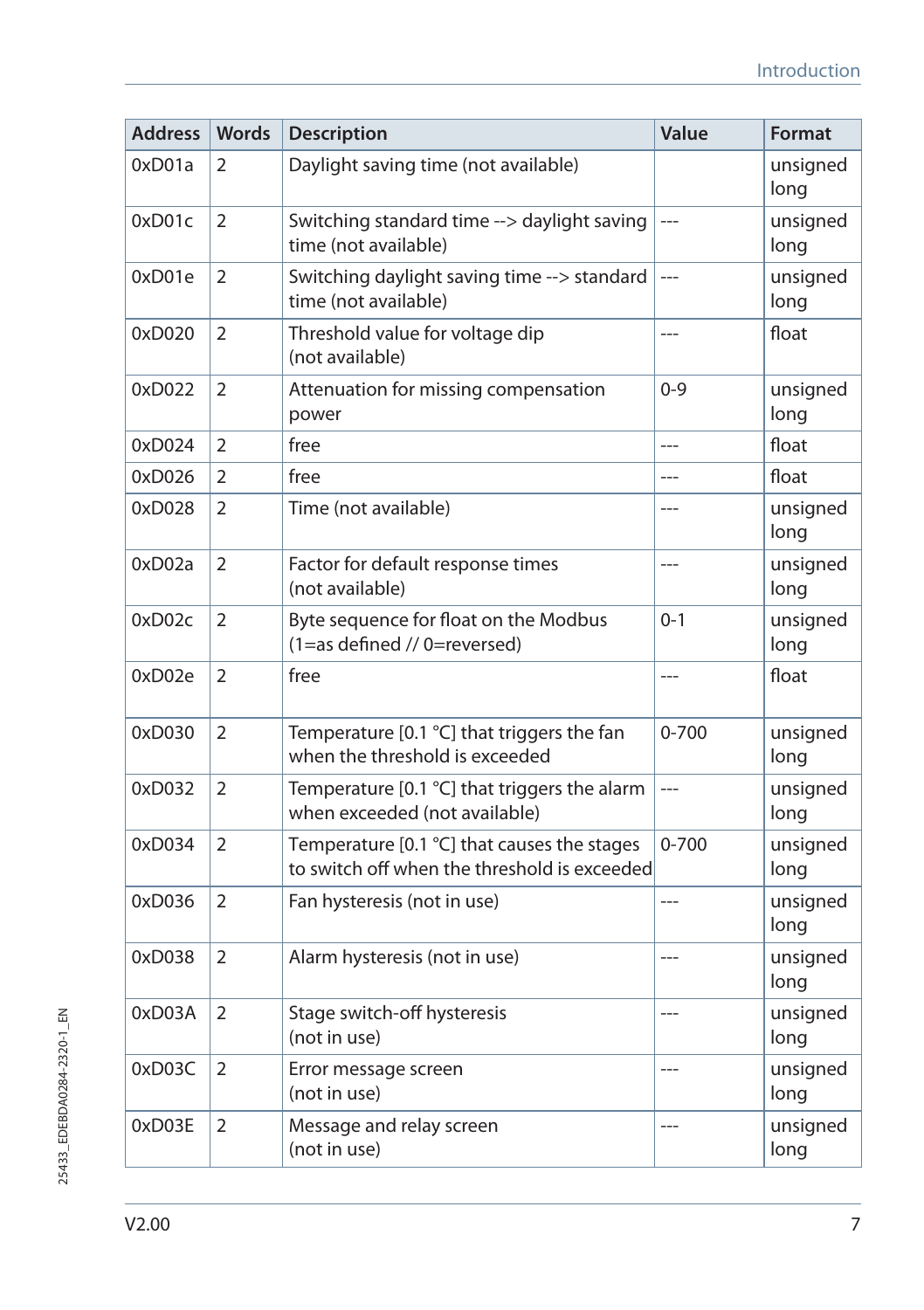| Address | Words | Description | Value | Format |
|---|---|---|---|---|
| 0xD01a | 2 | Daylight saving time (not available) | | unsigned long |
| 0xD01c | 2 | Switching standard time --> daylight saving time (not available) | --- | unsigned long |
| 0xD01e | 2 | Switching daylight saving time --> standard time (not available) | --- | unsigned long |
| 0xD020 | 2 | Threshold value for voltage dip (not available) | --- | float |
| 0xD022 | 2 | Attenuation for missing compensation power | 0-9 | unsigned long |
| 0xD024 | 2 | free | --- | float |
| 0xD026 | 2 | free | --- | float |
| 0xD028 | 2 | Time (not available) | --- | unsigned long |
| 0xD02a | 2 | Factor for default response times (not available) | --- | unsigned long |
| 0xD02c | 2 | Byte sequence for float on the Modbus (1=as defined // 0=reversed) | 0-1 | unsigned long |
| 0xD02e | 2 | free | --- | float |
| 0xD030 | 2 | Temperature [0.1 °C] that triggers the fan when the threshold is exceeded | 0-700 | unsigned long |
| 0xD032 | 2 | Temperature [0.1 °C] that triggers the alarm when exceeded (not available) | --- | unsigned long |
| 0xD034 | 2 | Temperature [0.1 °C] that causes the stages to switch off when the threshold is exceeded | 0-700 | unsigned long |
| 0xD036 | 2 | Fan hysteresis (not in use) | --- | unsigned long |
| 0xD038 | 2 | Alarm hysteresis (not in use) | --- | unsigned long |
| 0xD03A | 2 | Stage switch-off hysteresis (not in use) | --- | unsigned long |
| 0xD03C | 2 | Error message screen (not in use) | --- | unsigned long |
| 0xD03E | 2 | Message and relay screen (not in use) | --- | unsigned long |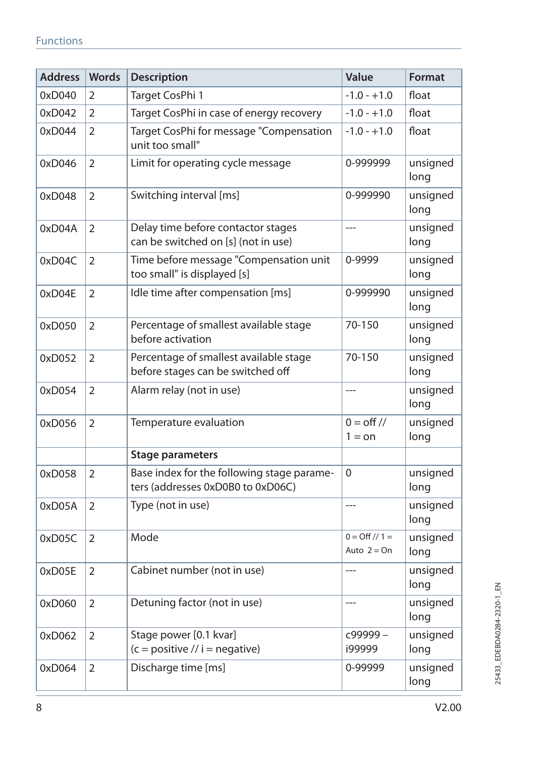| Address | Words | Description | Value | Format |
|---|---|---|---|---|
| 0xD040 | 2 | Target CosPhi 1 | -1.0 - +1.0 | float |
| 0xD042 | 2 | Target CosPhi in case of energy recovery | -1.0 - +1.0 | float |
| 0xD044 | 2 | Target CosPhi for message "Compensation unit too small" | -1.0 - +1.0 | float |
| 0xD046 | 2 | Limit for operating cycle message | 0-999999 | unsigned long |
| 0xD048 | 2 | Switching interval [ms] | 0-999990 | unsigned long |
| 0xD04A | 2 | Delay time before contactor stages can be switched on [s] (not in use) | --- | unsigned long |
| 0xD04C | 2 | Time before message "Compensation unit too small" is displayed [s] | 0-9999 | unsigned long |
| 0xD04E | 2 | Idle time after compensation [ms] | 0-999990 | unsigned long |
| 0xD050 | 2 | Percentage of smallest available stage before activation | 70-150 | unsigned long |
| 0xD052 | 2 | Percentage of smallest available stage before stages can be switched off | 70-150 | unsigned long |
| 0xD054 | 2 | Alarm relay (not in use) | --- | unsigned long |
| 0xD056 | 2 | Temperature evaluation | 0 = off // 1 = on | unsigned long |
| | | **Stage parameters** | | |
| 0xD058 | 2 | Base index for the following stage parameters (addresses 0xD0B0 to 0xD06C) | 0 | unsigned long |
| 0xD05A | 2 | Type (not in use) | --- | unsigned long |
| 0xD05C | 2 | Mode | 0 = Off // 1 = Auto 2 = On | unsigned long |
| 0xD05E | 2 | Cabinet number (not in use) | --- | unsigned long |
| 0xD060 | 2 | Detuning factor (not in use) | --- | unsigned long |
| 0xD062 | 2 | Stage power [0.1 kvar] (c = positive // i = negative) | c99999 – i99999 | unsigned long |
| 0xD064 | 2 | Discharge time [ms] | 0-99999 | unsigned long |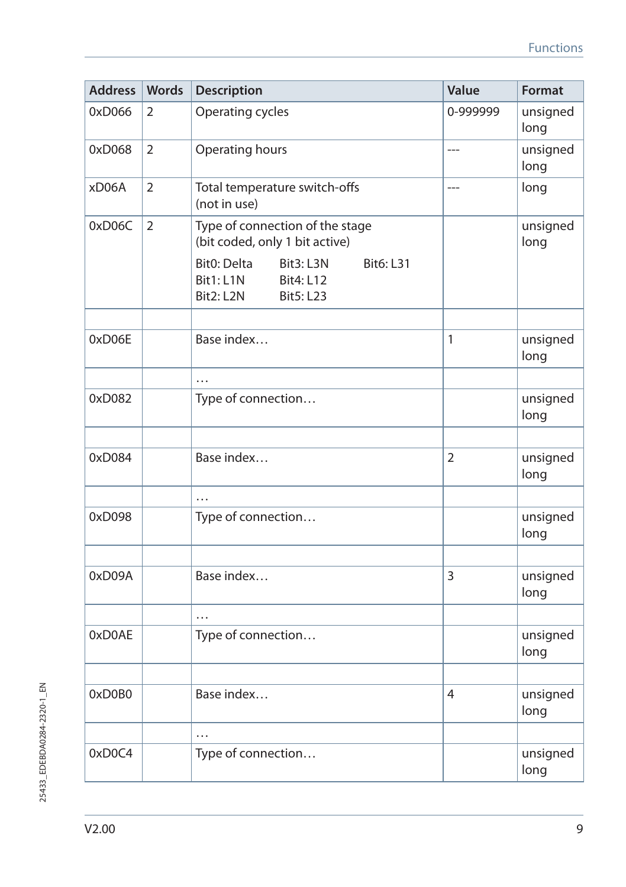| Address | Words | Description | Value | Format |
|---|---|---|---|---|
| 0xD066 | 2 | Operating cycles | 0-999999 | unsigned long |
| 0xD068 | 2 | Operating hours | --- | unsigned long |
| xD06A | 2 | Total temperature switch-offs (not in use) | --- | long |
| 0xD06C | 2 | Type of connection of the stage (bit coded, only 1 bit active)<br>Bit0: Delta<br>Bit1: L1N<br>Bit2: L2N<br>Bit3: L3N<br>Bit4: L12<br>Bit5: L23<br>Bit6: L31 | | unsigned long |
| | | | | |
| 0xD06E | | Base index… | 1 | unsigned long |
| | | … | | |
| 0xD082 | | Type of connection… | | unsigned long |
| | | | | |
| 0xD084 | | Base index… | 2 | unsigned long |
| | | … | | |
| 0xD098 | | Type of connection… | | unsigned long |
| | | | | |
| 0xD09A | | Base index… | 3 | unsigned long |
| | | … | | |
| 0xD0AE | | Type of connection… | | unsigned long |
| | | | | |
| 0xD0B0 | | Base index… | 4 | unsigned long |
| | | … | | |
| 0xD0C4 | | Type of connection… | | unsigned long |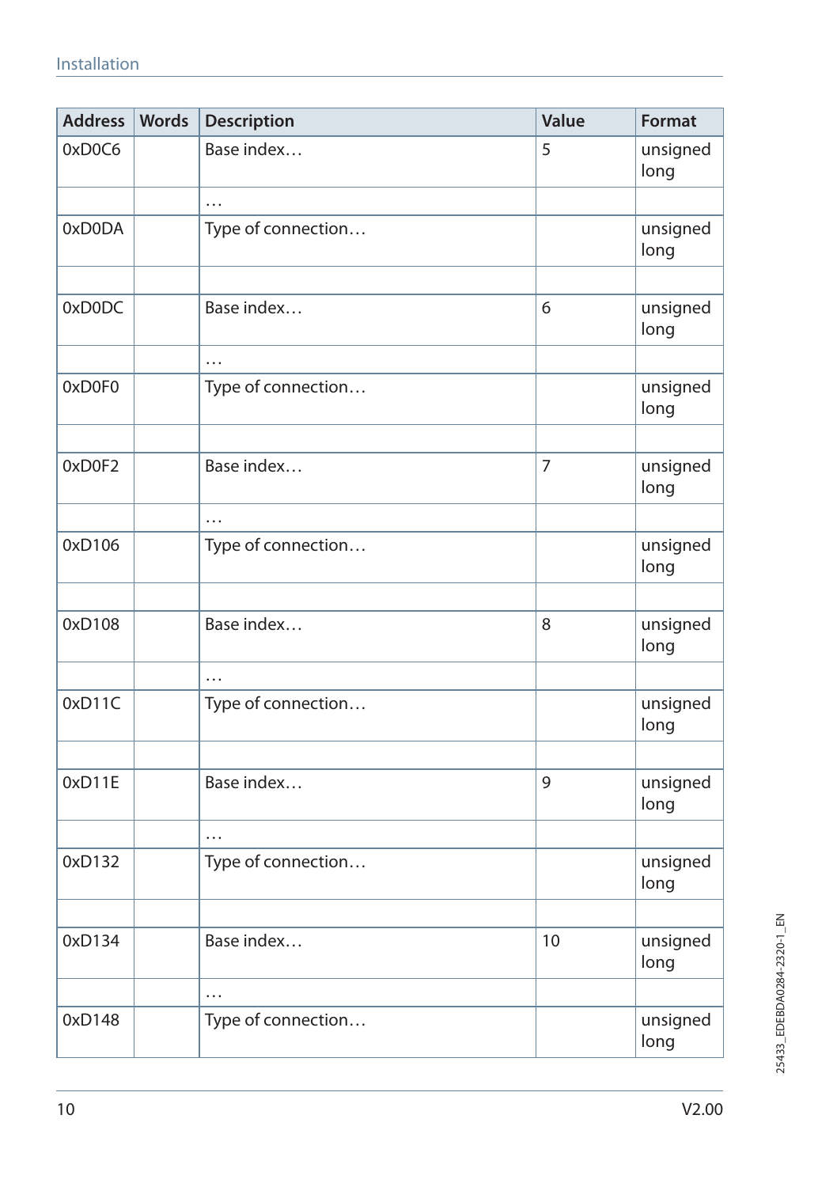| Address | Words | Description | Value | Format |
|---|---|---|---|---|
| 0xD0C6 | | Base index… | 5 | unsigned long |
| | | … | | |
| 0xD0DA | | Type of connection… | | unsigned long |
| | | | | |
| 0xD0DC | | Base index… | 6 | unsigned long |
| | | … | | |
| 0xD0F0 | | Type of connection… | | unsigned long |
| | | | | |
| 0xD0F2 | | Base index… | 7 | unsigned long |
| | | … | | |
| 0xD106 | | Type of connection… | | unsigned long |
| | | | | |
| 0xD108 | | Base index… | 8 | unsigned long |
| | | … | | |
| 0xD11C | | Type of connection… | | unsigned long |
| | | | | |
| 0xD11E | | Base index… | 9 | unsigned long |
| | | … | | |
| 0xD132 | | Type of connection… | | unsigned long |
| | | | | |
| 0xD134 | | Base index… | 10 | unsigned long |
| | | … | | |
| 0xD148 | | Type of connection… | | unsigned long |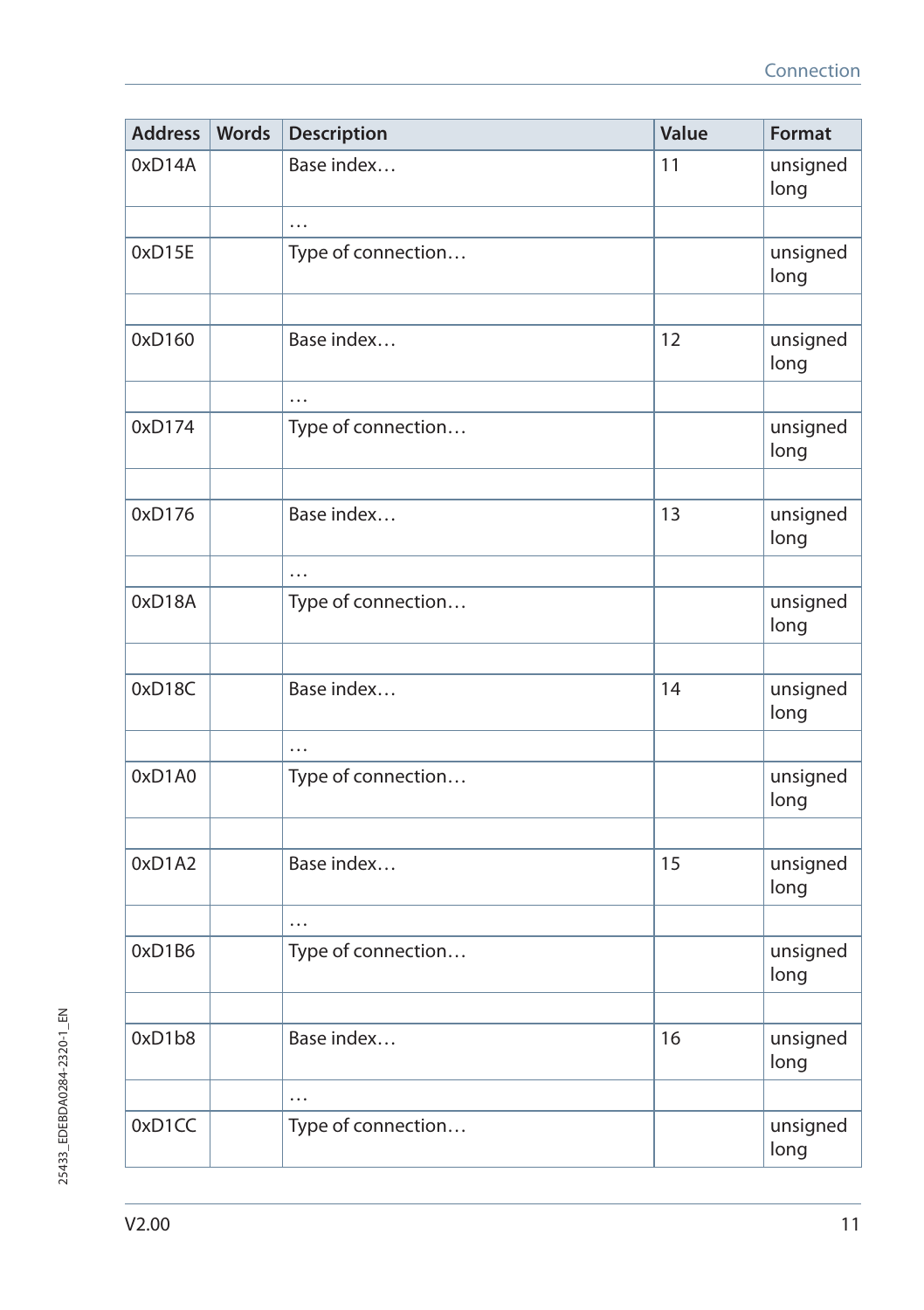| Address | Words | Description | Value | Format |
| --- | --- | --- | --- | --- |
| 0xD14A | | Base index… | 11 | unsigned long |
| | | … | | |
| 0xD15E | | Type of connection… | | unsigned long |
| | | | | |
| 0xD160 | | Base index… | 12 | unsigned long |
| | | … | | |
| 0xD174 | | Type of connection… | | unsigned long |
| | | | | |
| 0xD176 | | Base index… | 13 | unsigned long |
| | | … | | |
| 0xD18A | | Type of connection… | | unsigned long |
| | | | | |
| 0xD18C | | Base index… | 14 | unsigned long |
| | | … | | |
| 0xD1A0 | | Type of connection… | | unsigned long |
| | | | | |
| 0xD1A2 | | Base index… | 15 | unsigned long |
| | | … | | |
| 0xD1B6 | | Type of connection… | | unsigned long |
| | | | | |
| 0xD1b8 | | Base index… | 16 | unsigned long |
| | | … | | |
| 0xD1CC | | Type of connection… | | unsigned long |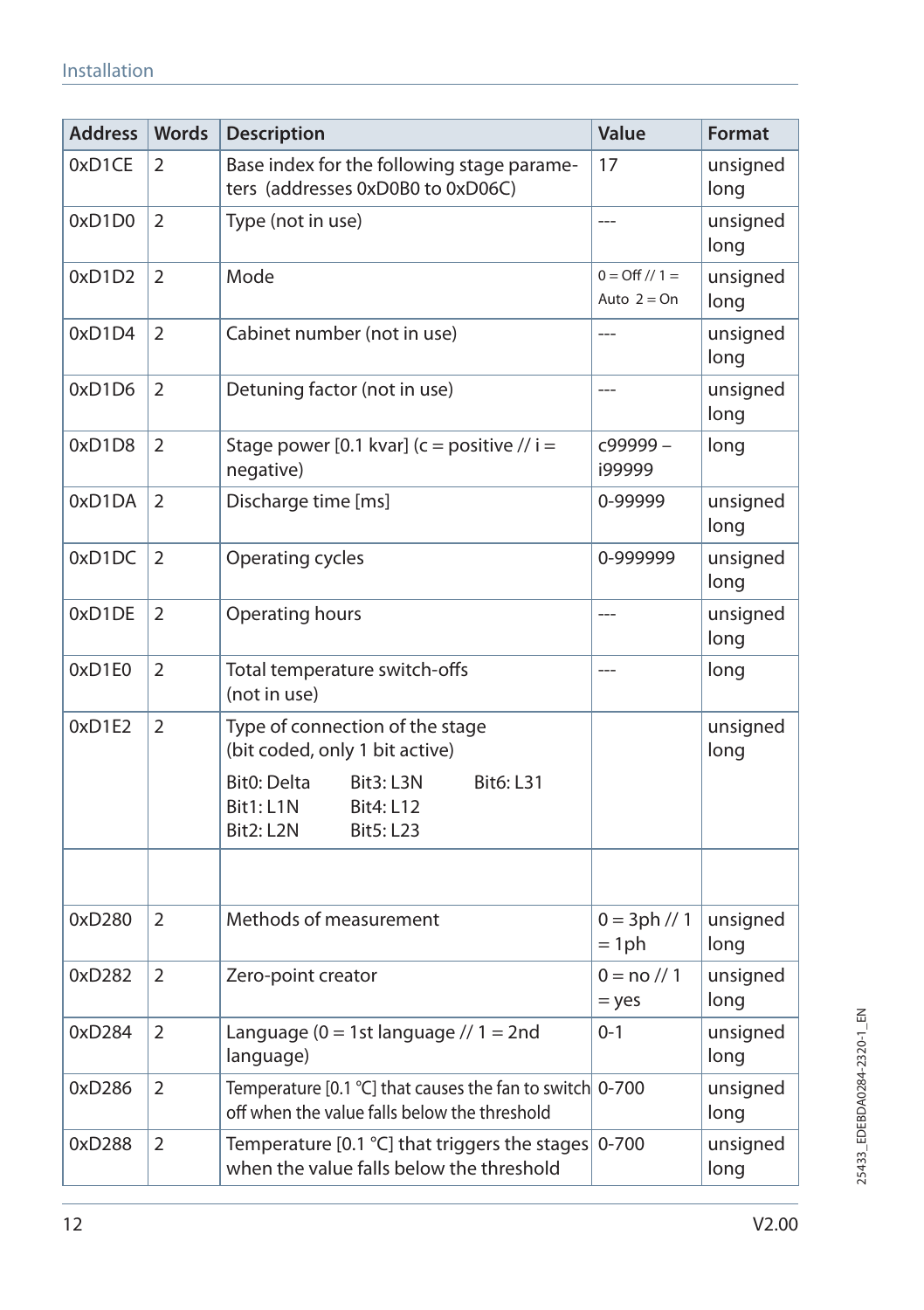| Address | Words | Description | Value | Format |
|---|---|---|---|---|
| 0xD1CE | 2 | Base index for the following stage parameters (addresses 0xD0B0 to 0xD06C) | 17 | unsigned long |
| 0xD1D0 | 2 | Type (not in use) | --- | unsigned long |
| 0xD1D2 | 2 | Mode | 0 = Off // 1 = Auto 2 = On | unsigned long |
| 0xD1D4 | 2 | Cabinet number (not in use) | --- | unsigned long |
| 0xD1D6 | 2 | Detuning factor (not in use) | --- | unsigned long |
| 0xD1D8 | 2 | Stage power [0.1 kvar] (c = positive // i = negative) | c99999 – i99999 | long |
| 0xD1DA | 2 | Discharge time [ms] | 0-99999 | unsigned long |
| 0xD1DC | 2 | Operating cycles | 0-999999 | unsigned long |
| 0xD1DE | 2 | Operating hours | --- | unsigned long |
| 0xD1E0 | 2 | Total temperature switch-offs (not in use) | --- | long |
| 0xD1E2 | 2 | Type of connection of the stage (bit coded, only 1 bit active)<br>Bit0: Delta Bit1: L1N Bit2: L2N Bit3: L3N Bit4: L12 Bit5: L23 Bit6: L31 | | unsigned long |
| | | | | |
| 0xD280 | 2 | Methods of measurement | 0 = 3ph // 1 = 1ph | unsigned long |
| 0xD282 | 2 | Zero-point creator | 0 = no // 1 = yes | unsigned long |
| 0xD284 | 2 | Language (0 = 1st language // 1 = 2nd language) | 0-1 | unsigned long |
| 0xD286 | 2 | Temperature [0.1 °C] that causes the fan to switch off when the value falls below the threshold | 0-700 | unsigned long |
| 0xD288 | 2 | Temperature [0.1 °C] that triggers the stages when the value falls below the threshold | 0-700 | unsigned long |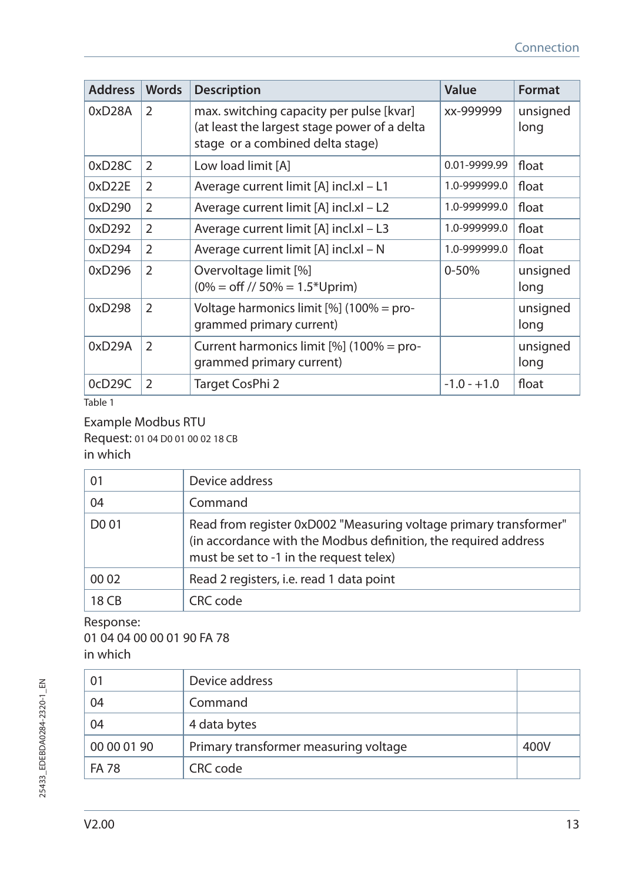| Address | Words | Description | Value | Format |
|---|---|---|---|---|
| 0xD28A | 2 | max. switching capacity per pulse [kvar] (at least the largest stage power of a delta stage or a combined delta stage) | xx-999999 | unsigned long |
| 0xD28C | 2 | Low load limit [A] | 0.01-9999.99 | float |
| 0xD22E | 2 | Average current limit [A] incl.xl – L1 | 1.0-999999.0 | float |
| 0xD290 | 2 | Average current limit [A] incl.xl – L2 | 1.0-999999.0 | float |
| 0xD292 | 2 | Average current limit [A] incl.xl – L3 | 1.0-999999.0 | float |
| 0xD294 | 2 | Average current limit [A] incl.xl – N | 1.0-999999.0 | float |
| 0xD296 | 2 | Overvoltage limit [%] (0% = off // 50% = 1.5*Uprim) | 0-50% | unsigned long |
| 0xD298 | 2 | Voltage harmonics limit [%] (100% = programmed primary current) | | unsigned long |
| 0xD29A | 2 | Current harmonics limit [%] (100% = programmed primary current) | | unsigned long |
| 0cD29C | 2 | Target CosPhi 2 | -1.0 - +1.0 | float |

Table 1

Example Modbus RTU

Request: 01 04 D0 01 00 02 18 CB

in which

| | |
|---|---|
| 01 | Device address |
| 04 | Command |
| D0 01 | Read from register 0xD002 "Measuring voltage primary transformer" (in accordance with the Modbus definition, the required address must be set to -1 in the request telex) |
| 00 02 | Read 2 registers, i.e. read 1 data point |
| 18 CB | CRC code |

Response:

01 04 04 00 00 01 90 FA 78

in which

| | | |
|---|---|---|
| 01 | Device address | |
| 04 | Command | |
| 04 | 4 data bytes | |
| 00 00 01 90 | Primary transformer measuring voltage | 400V |
| FA 78 | CRC code | |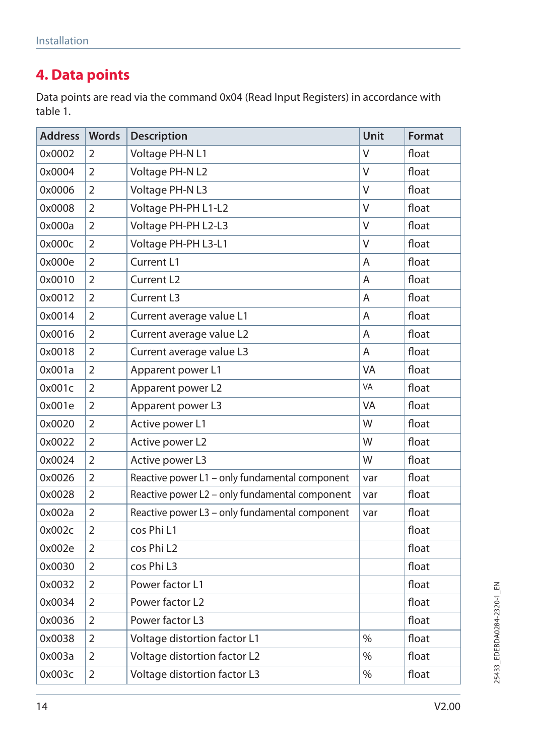# 4. Data points

Data points are read via the command 0x04 (Read Input Registers) in accordance with table 1.

| Address | Words | Description | Unit | Format |
|---|---|---|---|---|
| 0x0002 | 2 | Voltage PH-N L1 | V | float |
| 0x0004 | 2 | Voltage PH-N L2 | V | float |
| 0x0006 | 2 | Voltage PH-N L3 | V | float |
| 0x0008 | 2 | Voltage PH-PH L1-L2 | V | float |
| 0x000a | 2 | Voltage PH-PH L2-L3 | V | float |
| 0x000c | 2 | Voltage PH-PH L3-L1 | V | float |
| 0x000e | 2 | Current L1 | A | float |
| 0x0010 | 2 | Current L2 | A | float |
| 0x0012 | 2 | Current L3 | A | float |
| 0x0014 | 2 | Current average value L1 | A | float |
| 0x0016 | 2 | Current average value L2 | A | float |
| 0x0018 | 2 | Current average value L3 | A | float |
| 0x001a | 2 | Apparent power L1 | VA | float |
| 0x001c | 2 | Apparent power L2 | VA | float |
| 0x001e | 2 | Apparent power L3 | VA | float |
| 0x0020 | 2 | Active power L1 | W | float |
| 0x0022 | 2 | Active power L2 | W | float |
| 0x0024 | 2 | Active power L3 | W | float |
| 0x0026 | 2 | Reactive power L1 – only fundamental component | var | float |
| 0x0028 | 2 | Reactive power L2 – only fundamental component | var | float |
| 0x002a | 2 | Reactive power L3 – only fundamental component | var | float |
| 0x002c | 2 | cos Phi L1 | | float |
| 0x002e | 2 | cos Phi L2 | | float |
| 0x0030 | 2 | cos Phi L3 | | float |
| 0x0032 | 2 | Power factor L1 | | float |
| 0x0034 | 2 | Power factor L2 | | float |
| 0x0036 | 2 | Power factor L3 | | float |
| 0x0038 | 2 | Voltage distortion factor L1 | % | float |
| 0x003a | 2 | Voltage distortion factor L2 | % | float |
| 0x003c | 2 | Voltage distortion factor L3 | % | float |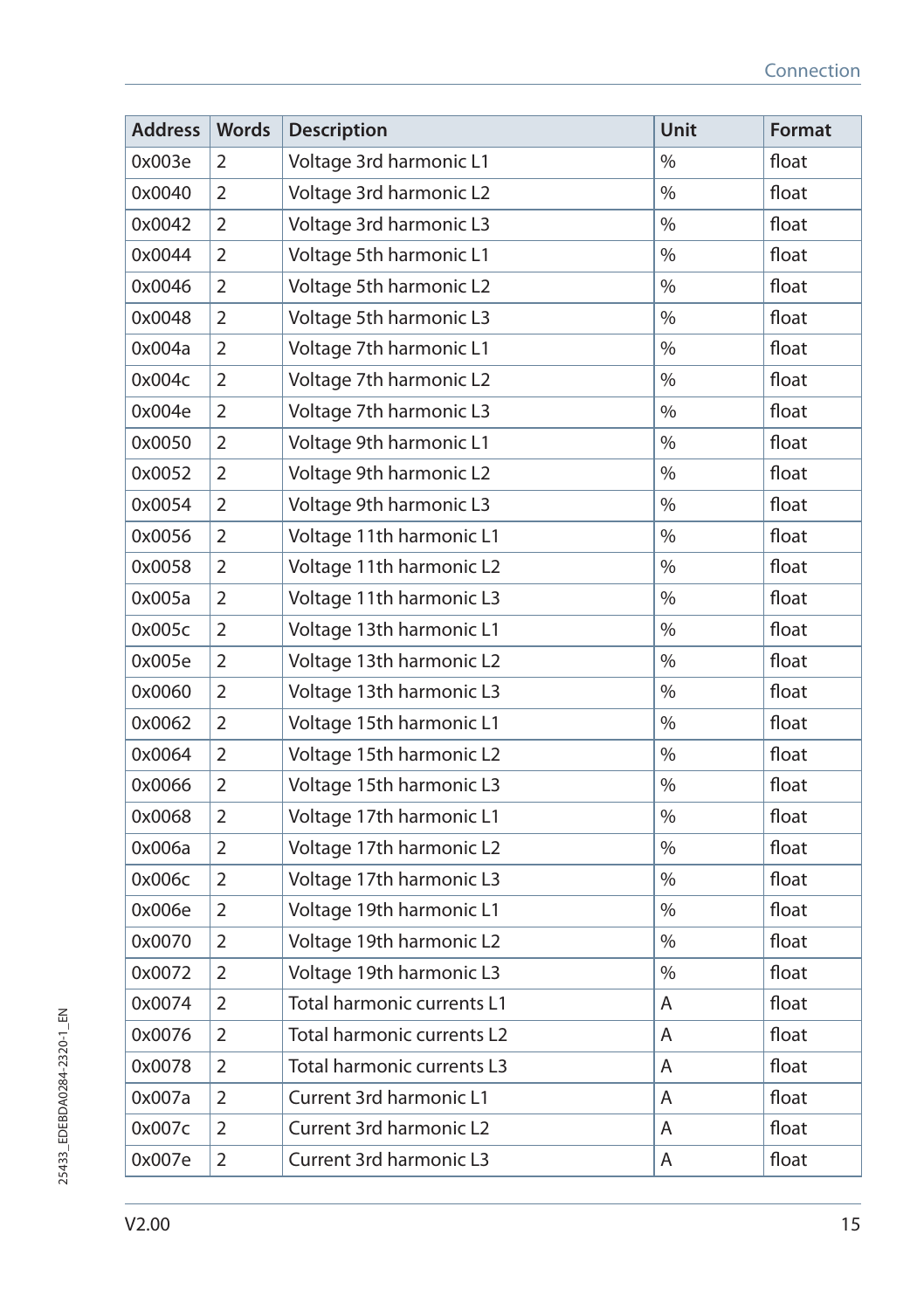| Address | Words | Description | Unit | Format |
|---|---|---|---|---|
| 0x003e | 2 | Voltage 3rd harmonic L1 | % | float |
| 0x0040 | 2 | Voltage 3rd harmonic L2 | % | float |
| 0x0042 | 2 | Voltage 3rd harmonic L3 | % | float |
| 0x0044 | 2 | Voltage 5th harmonic L1 | % | float |
| 0x0046 | 2 | Voltage 5th harmonic L2 | % | float |
| 0x0048 | 2 | Voltage 5th harmonic L3 | % | float |
| 0x004a | 2 | Voltage 7th harmonic L1 | % | float |
| 0x004c | 2 | Voltage 7th harmonic L2 | % | float |
| 0x004e | 2 | Voltage 7th harmonic L3 | % | float |
| 0x0050 | 2 | Voltage 9th harmonic L1 | % | float |
| 0x0052 | 2 | Voltage 9th harmonic L2 | % | float |
| 0x0054 | 2 | Voltage 9th harmonic L3 | % | float |
| 0x0056 | 2 | Voltage 11th harmonic L1 | % | float |
| 0x0058 | 2 | Voltage 11th harmonic L2 | % | float |
| 0x005a | 2 | Voltage 11th harmonic L3 | % | float |
| 0x005c | 2 | Voltage 13th harmonic L1 | % | float |
| 0x005e | 2 | Voltage 13th harmonic L2 | % | float |
| 0x0060 | 2 | Voltage 13th harmonic L3 | % | float |
| 0x0062 | 2 | Voltage 15th harmonic L1 | % | float |
| 0x0064 | 2 | Voltage 15th harmonic L2 | % | float |
| 0x0066 | 2 | Voltage 15th harmonic L3 | % | float |
| 0x0068 | 2 | Voltage 17th harmonic L1 | % | float |
| 0x006a | 2 | Voltage 17th harmonic L2 | % | float |
| 0x006c | 2 | Voltage 17th harmonic L3 | % | float |
| 0x006e | 2 | Voltage 19th harmonic L1 | % | float |
| 0x0070 | 2 | Voltage 19th harmonic L2 | % | float |
| 0x0072 | 2 | Voltage 19th harmonic L3 | % | float |
| 0x0074 | 2 | Total harmonic currents L1 | A | float |
| 0x0076 | 2 | Total harmonic currents L2 | A | float |
| 0x0078 | 2 | Total harmonic currents L3 | A | float |
| 0x007a | 2 | Current 3rd harmonic L1 | A | float |
| 0x007c | 2 | Current 3rd harmonic L2 | A | float |
| 0x007e | 2 | Current 3rd harmonic L3 | A | float |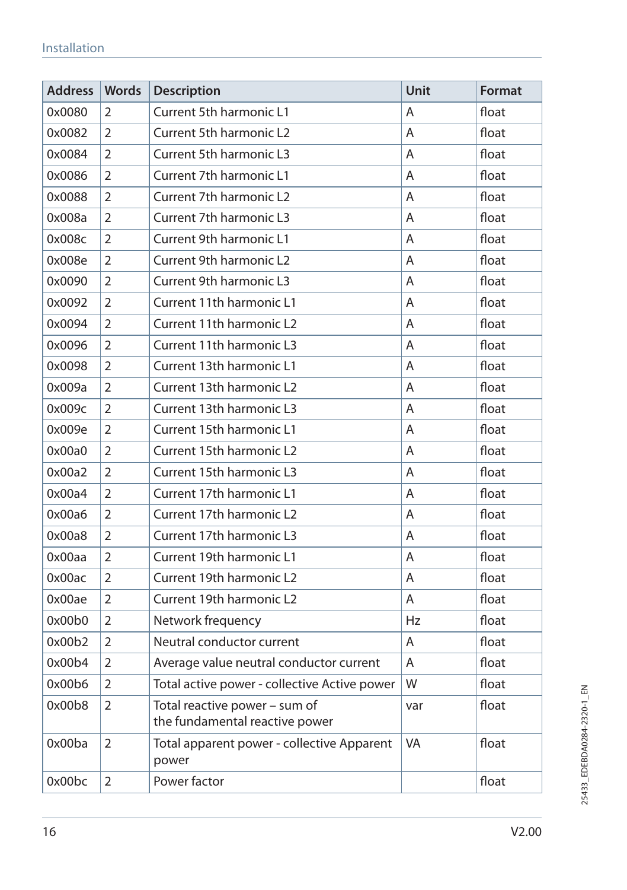| Address | Words | Description | Unit | Format |
|---|---|---|---|---|
| 0x0080 | 2 | Current 5th harmonic L1 | A | float |
| 0x0082 | 2 | Current 5th harmonic L2 | A | float |
| 0x0084 | 2 | Current 5th harmonic L3 | A | float |
| 0x0086 | 2 | Current 7th harmonic L1 | A | float |
| 0x0088 | 2 | Current 7th harmonic L2 | A | float |
| 0x008a | 2 | Current 7th harmonic L3 | A | float |
| 0x008c | 2 | Current 9th harmonic L1 | A | float |
| 0x008e | 2 | Current 9th harmonic L2 | A | float |
| 0x0090 | 2 | Current 9th harmonic L3 | A | float |
| 0x0092 | 2 | Current 11th harmonic L1 | A | float |
| 0x0094 | 2 | Current 11th harmonic L2 | A | float |
| 0x0096 | 2 | Current 11th harmonic L3 | A | float |
| 0x0098 | 2 | Current 13th harmonic L1 | A | float |
| 0x009a | 2 | Current 13th harmonic L2 | A | float |
| 0x009c | 2 | Current 13th harmonic L3 | A | float |
| 0x009e | 2 | Current 15th harmonic L1 | A | float |
| 0x00a0 | 2 | Current 15th harmonic L2 | A | float |
| 0x00a2 | 2 | Current 15th harmonic L3 | A | float |
| 0x00a4 | 2 | Current 17th harmonic L1 | A | float |
| 0x00a6 | 2 | Current 17th harmonic L2 | A | float |
| 0x00a8 | 2 | Current 17th harmonic L3 | A | float |
| 0x00aa | 2 | Current 19th harmonic L1 | A | float |
| 0x00ac | 2 | Current 19th harmonic L2 | A | float |
| 0x00ae | 2 | Current 19th harmonic L2 | A | float |
| 0x00b0 | 2 | Network frequency | Hz | float |
| 0x00b2 | 2 | Neutral conductor current | A | float |
| 0x00b4 | 2 | Average value neutral conductor current | A | float |
| 0x00b6 | 2 | Total active power - collective Active power | W | float |
| 0x00b8 | 2 | Total reactive power – sum of the fundamental reactive power | var | float |
| 0x00ba | 2 | Total apparent power - collective Apparent power | VA | float |
| 0x00bc | 2 | Power factor | | float |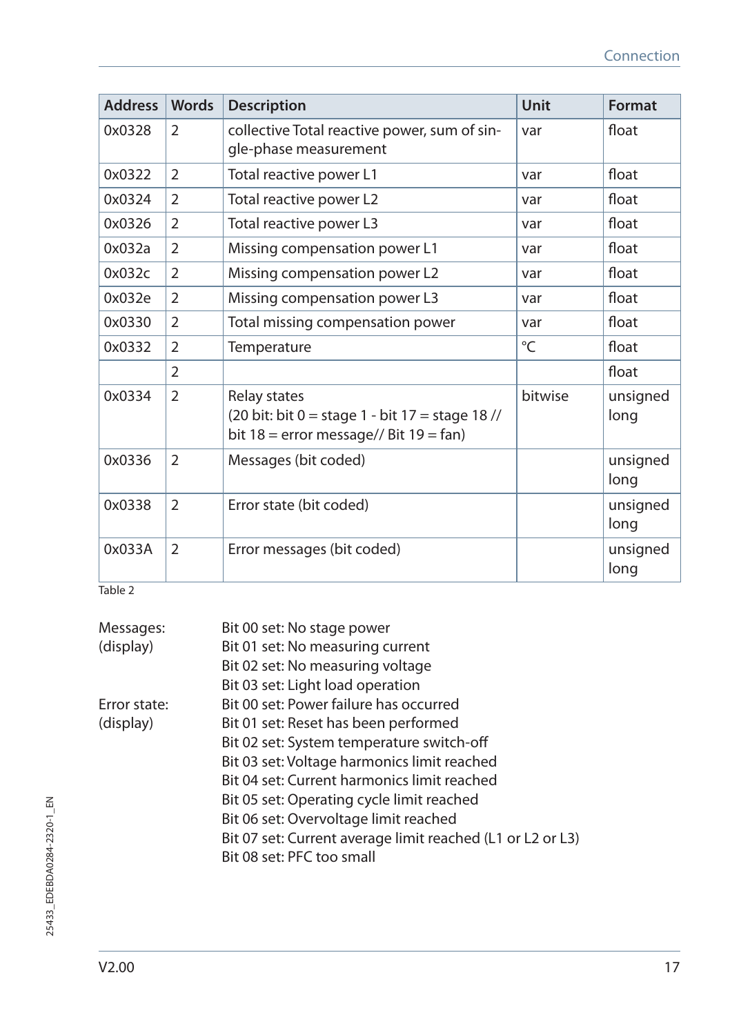| Address | Words | Description | Unit | Format |
|---|---|---|---|---|
| 0x0328 | 2 | collective Total reactive power, sum of single-phase measurement | var | float |
| 0x0322 | 2 | Total reactive power L1 | var | float |
| 0x0324 | 2 | Total reactive power L2 | var | float |
| 0x0326 | 2 | Total reactive power L3 | var | float |
| 0x032a | 2 | Missing compensation power L1 | var | float |
| 0x032c | 2 | Missing compensation power L2 | var | float |
| 0x032e | 2 | Missing compensation power L3 | var | float |
| 0x0330 | 2 | Total missing compensation power | var | float |
| 0x0332 | 2 | Temperature | °C | float |
| | 2 | | | float |
| 0x0334 | 2 | Relay states<br>(20 bit: bit 0 = stage 1 - bit 17 = stage 18 // bit 18 = error message// Bit 19 = fan) | bitwise | unsigned long |
| 0x0336 | 2 | Messages (bit coded) | | unsigned long |
| 0x0338 | 2 | Error state (bit coded) | | unsigned long |
| 0x033A | 2 | Error messages (bit coded) | | unsigned long |

Table 2

Messages: (display)
- Bit 00 set: No stage power
- Bit 01 set: No measuring current
- Bit 02 set: No measuring voltage
- Bit 03 set: Light load operation

Error state: (display)
- Bit 00 set: Power failure has occurred
- Bit 01 set: Reset has been performed
- Bit 02 set: System temperature switch-off
- Bit 03 set: Voltage harmonics limit reached
- Bit 04 set: Current harmonics limit reached
- Bit 05 set: Operating cycle limit reached
- Bit 06 set: Overvoltage limit reached
- Bit 07 set: Current average limit reached (L1 or L2 or L3)
- Bit 08 set: PFC too small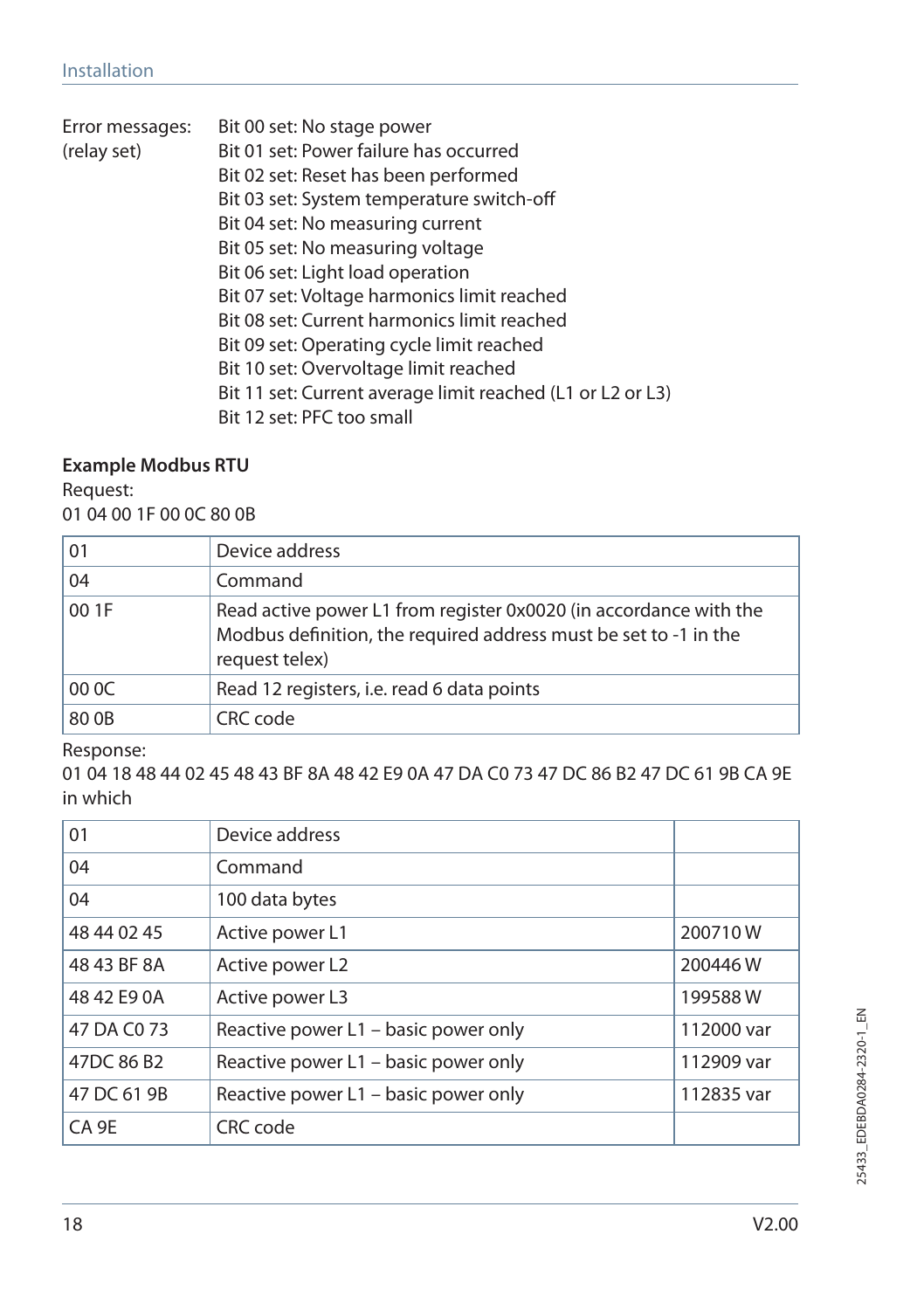Error messages: (relay set)

Bit 00 set: No stage power
Bit 01 set: Power failure has occurred
Bit 02 set: Reset has been performed
Bit 03 set: System temperature switch-off
Bit 04 set: No measuring current
Bit 05 set: No measuring voltage
Bit 06 set: Light load operation
Bit 07 set: Voltage harmonics limit reached
Bit 08 set: Current harmonics limit reached
Bit 09 set: Operating cycle limit reached
Bit 10 set: Overvoltage limit reached
Bit 11 set: Current average limit reached (L1 or L2 or L3)
Bit 12 set: PFC too small

**Example Modbus RTU**

Request:
01 04 00 1F 00 0C 80 0B

| | |
|---|---|
| 01 | Device address |
| 04 | Command |
| 00 1F | Read active power L1 from register 0x0020 (in accordance with the Modbus definition, the required address must be set to -1 in the request telex) |
| 00 0C | Read 12 registers, i.e. read 6 data points |
| 80 0B | CRC code |

Response:
01 04 18 48 44 02 45 48 43 BF 8A 48 42 E9 0A 47 DA C0 73 47 DC 86 B2 47 DC 61 9B CA 9E in which

| | | |
|---|---|---|
| 01 | Device address | |
| 04 | Command | |
| 04 | 100 data bytes | |
| 48 44 02 45 | Active power L1 | 200710 W |
| 48 43 BF 8A | Active power L2 | 200446 W |
| 48 42 E9 0A | Active power L3 | 199588 W |
| 47 DA C0 73 | Reactive power L1 – basic power only | 112000 var |
| 47DC 86 B2 | Reactive power L1 – basic power only | 112909 var |
| 47 DC 61 9B | Reactive power L1 – basic power only | 112835 var |
| CA 9E | CRC code | |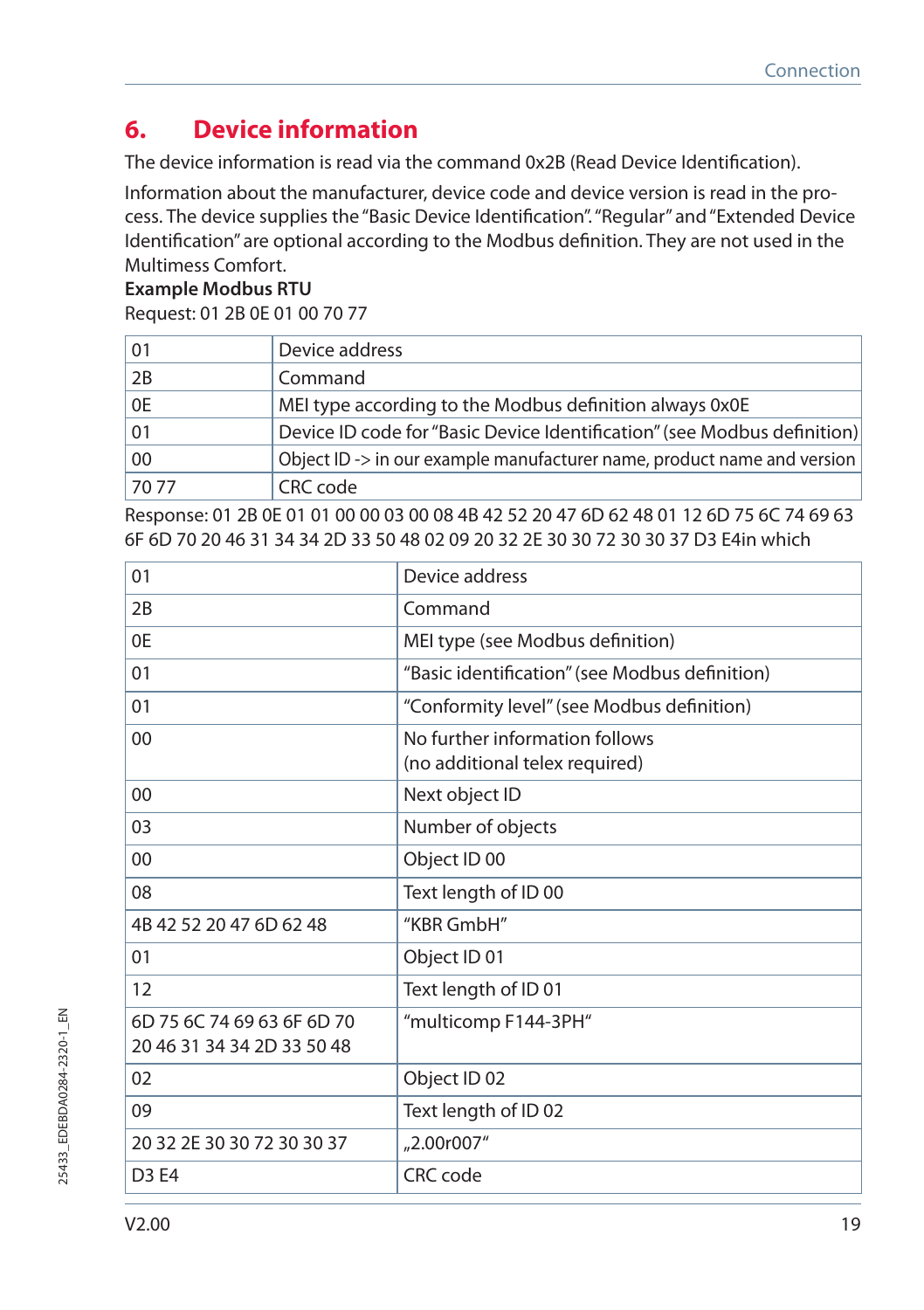# 6. Device information

The device information is read via the command 0x2B (Read Device Identification).

Information about the manufacturer, device code and device version is read in the process. The device supplies the "Basic Device Identification". "Regular" and "Extended Device Identification" are optional according to the Modbus definition. They are not used in the Multimess Comfort.

**Example Modbus RTU**

Request: 01 2B 0E 01 00 70 77

| | |
|---|---|
| 01 | Device address |
| 2B | Command |
| 0E | MEI type according to the Modbus definition always 0x0E |
| 01 | Device ID code for "Basic Device Identification" (see Modbus definition) |
| 00 | Object ID -> in our example manufacturer name, product name and version |
| 70 77 | CRC code |

Response: 01 2B 0E 01 01 00 00 03 00 08 4B 42 52 20 47 6D 62 48 01 12 6D 75 6C 74 69 63 6F 6D 70 20 46 31 34 34 2D 33 50 48 02 09 20 32 2E 30 30 72 30 30 37 D3 E4in which

| | |
|---|---|
| 01 | Device address |
| 2B | Command |
| 0E | MEI type (see Modbus definition) |
| 01 | "Basic identification" (see Modbus definition) |
| 01 | "Conformity level" (see Modbus definition) |
| 00 | No further information follows (no additional telex required) |
| 00 | Next object ID |
| 03 | Number of objects |
| 00 | Object ID 00 |
| 08 | Text length of ID 00 |
| 4B 42 52 20 47 6D 62 48 | "KBR GmbH" |
| 01 | Object ID 01 |
| 12 | Text length of ID 01 |
| 6D 75 6C 74 69 63 6F 6D 70 20 46 31 34 34 2D 33 50 48 | "multicomp F144-3PH" |
| 02 | Object ID 02 |
| 09 | Text length of ID 02 |
| 20 32 2E 30 30 72 30 30 37 | „2.00r007" |
| D3 E4 | CRC code |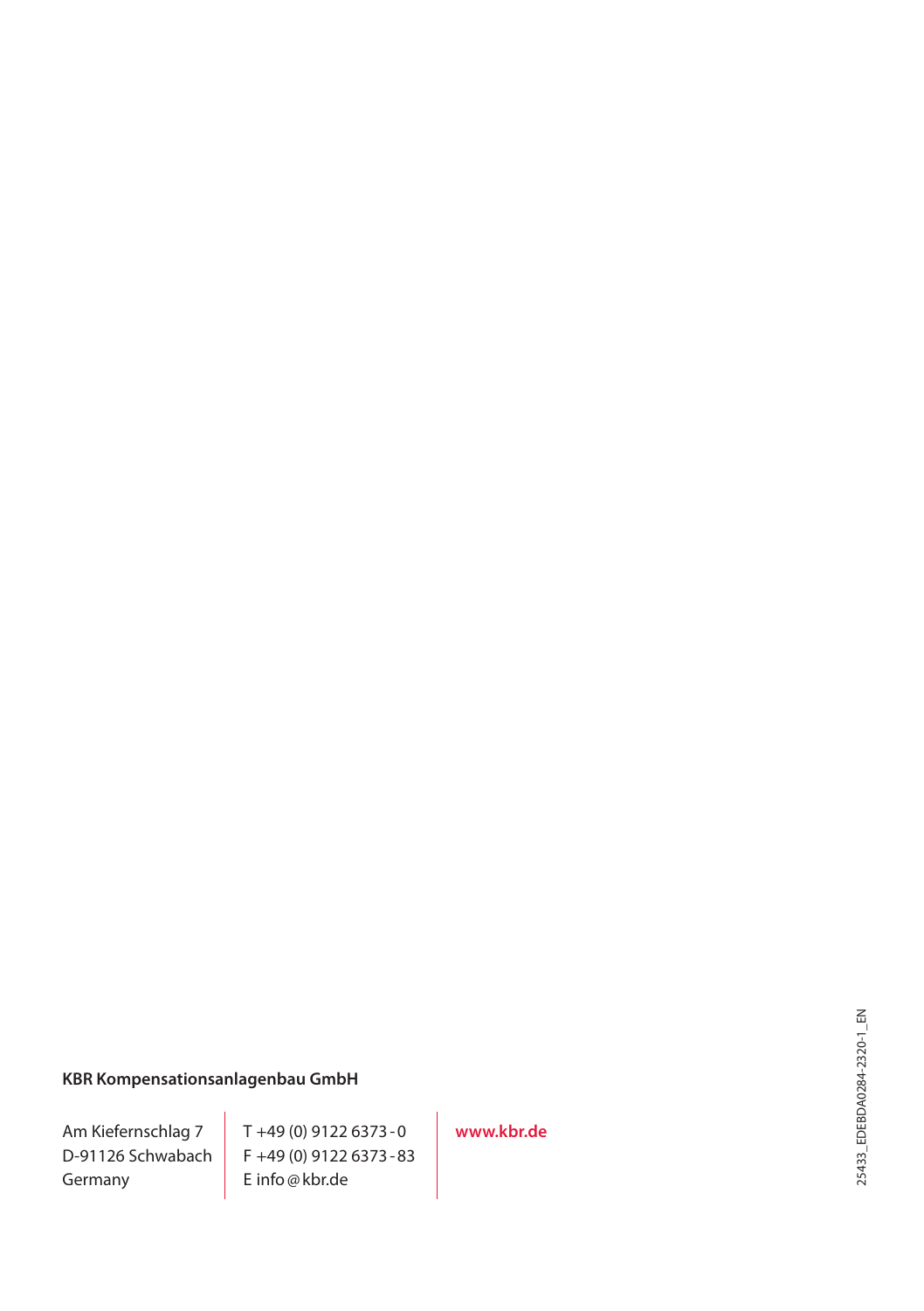**KBR Kompensationsanlagenbau GmbH**

Am Kiefernschlag 7
D-91126 Schwabach
Germany

T +49 (0) 9122 6373 - 0
F +49 (0) 9122 6373 - 83
E info @ kbr.de

**www.kbr.de**

25433_EDEBDA0284-2320-1_EN